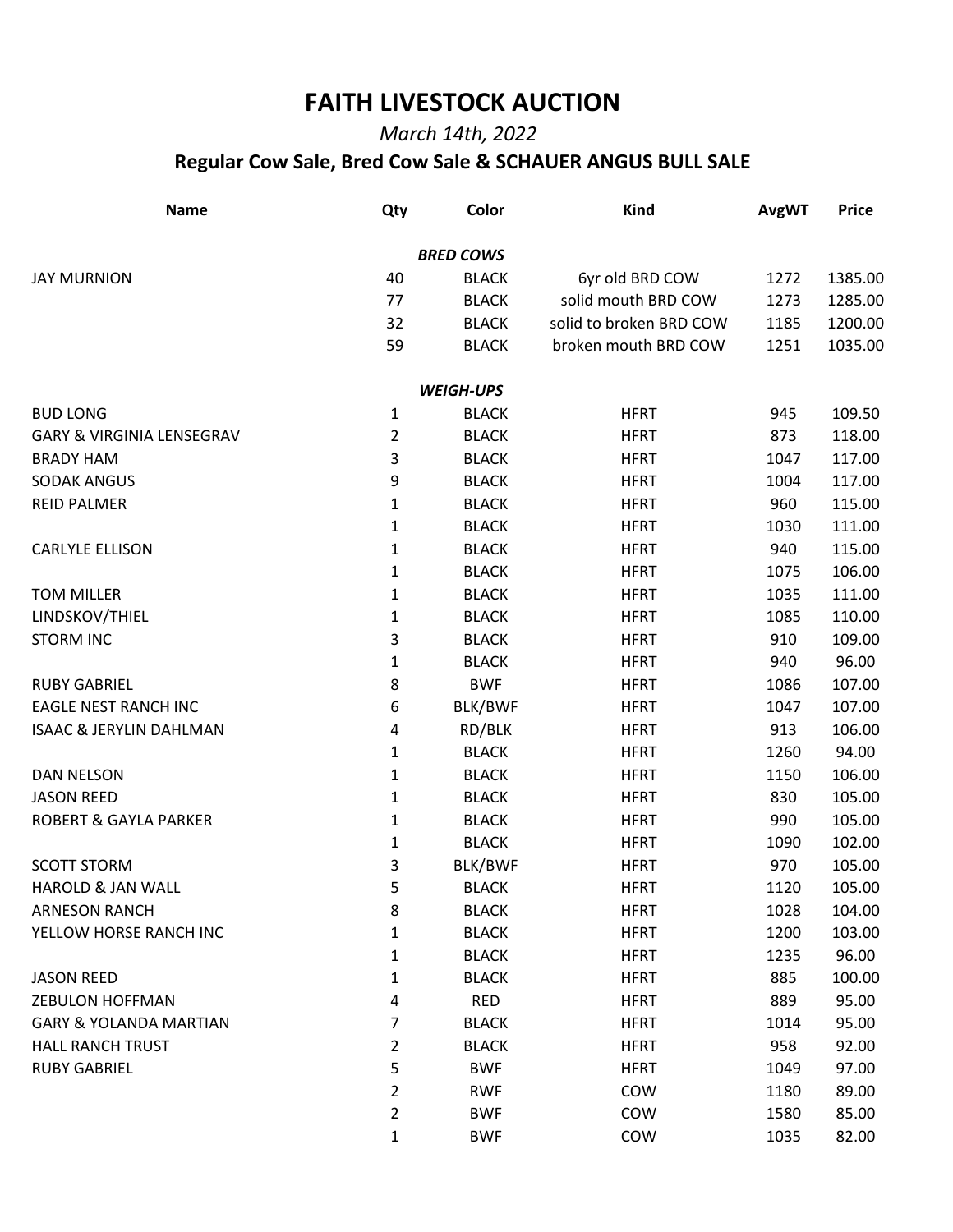# FAITH LIVESTOCK AUCTION

*March 14th, 2022*

## Regular Cow Sale, Bred Cow Sale & SCHAUER ANGUS BULL SALE

| Name | Qty | Color | Kind | AvgWT | Price |
|---|---|---|---|---|---|
| | | ***BRED COWS*** | | | |
| JAY MURNION | 40 | BLACK | 6yr old BRD COW | 1272 | 1385.00 |
| | 77 | BLACK | solid mouth BRD COW | 1273 | 1285.00 |
| | 32 | BLACK | solid to broken BRD COW | 1185 | 1200.00 |
| | 59 | BLACK | broken mouth BRD COW | 1251 | 1035.00 |
| | | ***WEIGH-UPS*** | | | |
| BUD LONG | 1 | BLACK | HFRT | 945 | 109.50 |
| GARY & VIRGINIA LENSEGRAV | 2 | BLACK | HFRT | 873 | 118.00 |
| BRADY HAM | 3 | BLACK | HFRT | 1047 | 117.00 |
| SODAK ANGUS | 9 | BLACK | HFRT | 1004 | 117.00 |
| REID PALMER | 1 | BLACK | HFRT | 960 | 115.00 |
| | 1 | BLACK | HFRT | 1030 | 111.00 |
| CARLYLE ELLISON | 1 | BLACK | HFRT | 940 | 115.00 |
| | 1 | BLACK | HFRT | 1075 | 106.00 |
| TOM MILLER | 1 | BLACK | HFRT | 1035 | 111.00 |
| LINDSKOV/THIEL | 1 | BLACK | HFRT | 1085 | 110.00 |
| STORM INC | 3 | BLACK | HFRT | 910 | 109.00 |
| | 1 | BLACK | HFRT | 940 | 96.00 |
| RUBY GABRIEL | 8 | BWF | HFRT | 1086 | 107.00 |
| EAGLE NEST RANCH INC | 6 | BLK/BWF | HFRT | 1047 | 107.00 |
| ISAAC & JERYLIN DAHLMAN | 4 | RD/BLK | HFRT | 913 | 106.00 |
| | 1 | BLACK | HFRT | 1260 | 94.00 |
| DAN NELSON | 1 | BLACK | HFRT | 1150 | 106.00 |
| JASON REED | 1 | BLACK | HFRT | 830 | 105.00 |
| ROBERT & GAYLA PARKER | 1 | BLACK | HFRT | 990 | 105.00 |
| | 1 | BLACK | HFRT | 1090 | 102.00 |
| SCOTT STORM | 3 | BLK/BWF | HFRT | 970 | 105.00 |
| HAROLD & JAN WALL | 5 | BLACK | HFRT | 1120 | 105.00 |
| ARNESON RANCH | 8 | BLACK | HFRT | 1028 | 104.00 |
| YELLOW HORSE RANCH INC | 1 | BLACK | HFRT | 1200 | 103.00 |
| | 1 | BLACK | HFRT | 1235 | 96.00 |
| JASON REED | 1 | BLACK | HFRT | 885 | 100.00 |
| ZEBULON HOFFMAN | 4 | RED | HFRT | 889 | 95.00 |
| GARY & YOLANDA MARTIAN | 7 | BLACK | HFRT | 1014 | 95.00 |
| HALL RANCH TRUST | 2 | BLACK | HFRT | 958 | 92.00 |
| RUBY GABRIEL | 5 | BWF | HFRT | 1049 | 97.00 |
| | 2 | RWF | COW | 1180 | 89.00 |
| | 2 | BWF | COW | 1580 | 85.00 |
| | 1 | BWF | COW | 1035 | 82.00 |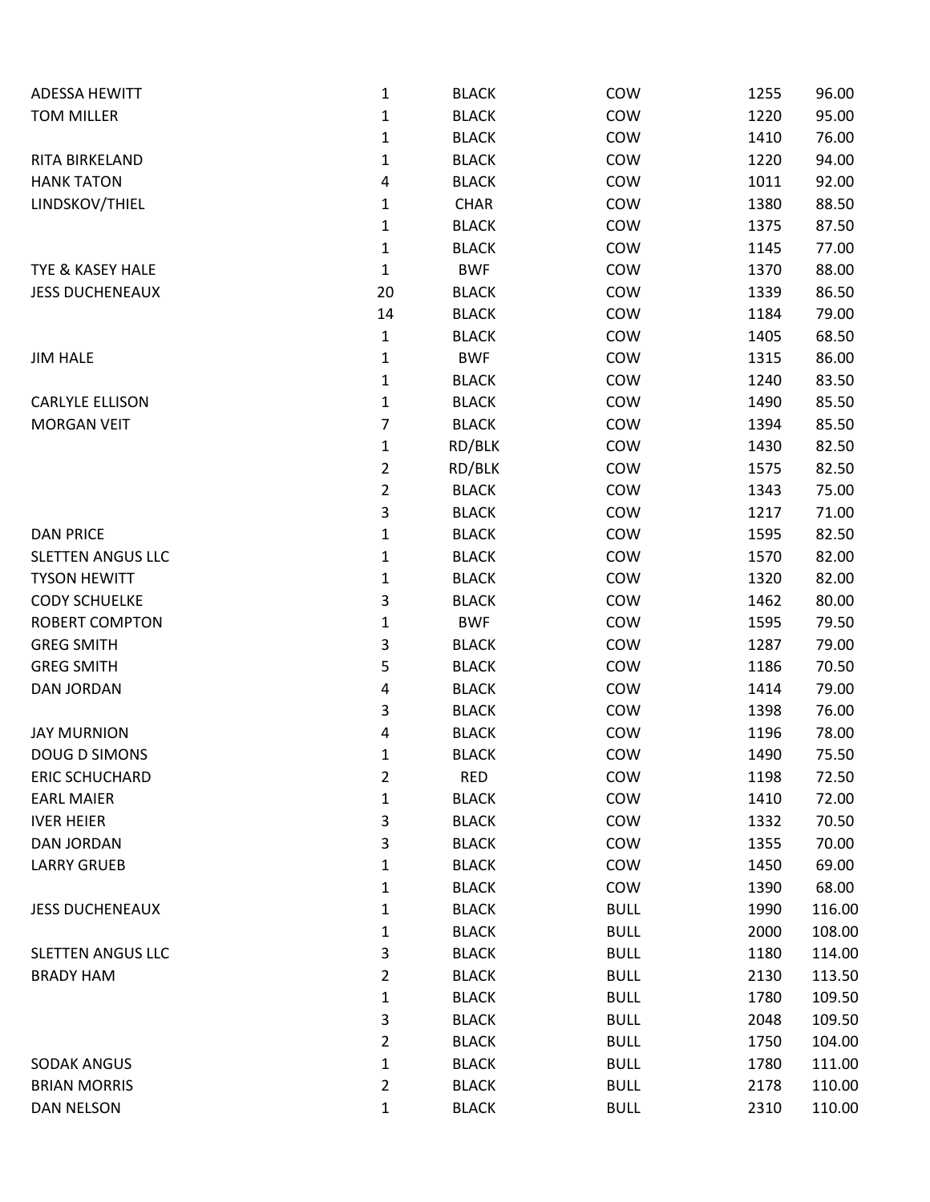| | | | | | |
|---|---|---|---|---|---|
| ADESSA HEWITT | 1 | BLACK | COW | 1255 | 96.00 |
| TOM MILLER | 1 | BLACK | COW | 1220 | 95.00 |
| | 1 | BLACK | COW | 1410 | 76.00 |
| RITA BIRKELAND | 1 | BLACK | COW | 1220 | 94.00 |
| HANK TATON | 4 | BLACK | COW | 1011 | 92.00 |
| LINDSKOV/THIEL | 1 | CHAR | COW | 1380 | 88.50 |
| | 1 | BLACK | COW | 1375 | 87.50 |
| | 1 | BLACK | COW | 1145 | 77.00 |
| TYE & KASEY HALE | 1 | BWF | COW | 1370 | 88.00 |
| JESS DUCHENEAUX | 20 | BLACK | COW | 1339 | 86.50 |
| | 14 | BLACK | COW | 1184 | 79.00 |
| | 1 | BLACK | COW | 1405 | 68.50 |
| JIM HALE | 1 | BWF | COW | 1315 | 86.00 |
| | 1 | BLACK | COW | 1240 | 83.50 |
| CARLYLE ELLISON | 1 | BLACK | COW | 1490 | 85.50 |
| MORGAN VEIT | 7 | BLACK | COW | 1394 | 85.50 |
| | 1 | RD/BLK | COW | 1430 | 82.50 |
| | 2 | RD/BLK | COW | 1575 | 82.50 |
| | 2 | BLACK | COW | 1343 | 75.00 |
| | 3 | BLACK | COW | 1217 | 71.00 |
| DAN PRICE | 1 | BLACK | COW | 1595 | 82.50 |
| SLETTEN ANGUS LLC | 1 | BLACK | COW | 1570 | 82.00 |
| TYSON HEWITT | 1 | BLACK | COW | 1320 | 82.00 |
| CODY SCHUELKE | 3 | BLACK | COW | 1462 | 80.00 |
| ROBERT COMPTON | 1 | BWF | COW | 1595 | 79.50 |
| GREG SMITH | 3 | BLACK | COW | 1287 | 79.00 |
| GREG SMITH | 5 | BLACK | COW | 1186 | 70.50 |
| DAN JORDAN | 4 | BLACK | COW | 1414 | 79.00 |
| | 3 | BLACK | COW | 1398 | 76.00 |
| JAY MURNION | 4 | BLACK | COW | 1196 | 78.00 |
| DOUG D SIMONS | 1 | BLACK | COW | 1490 | 75.50 |
| ERIC SCHUCHARD | 2 | RED | COW | 1198 | 72.50 |
| EARL MAIER | 1 | BLACK | COW | 1410 | 72.00 |
| IVER HEIER | 3 | BLACK | COW | 1332 | 70.50 |
| DAN JORDAN | 3 | BLACK | COW | 1355 | 70.00 |
| LARRY GRUEB | 1 | BLACK | COW | 1450 | 69.00 |
| | 1 | BLACK | COW | 1390 | 68.00 |
| JESS DUCHENEAUX | 1 | BLACK | BULL | 1990 | 116.00 |
| | 1 | BLACK | BULL | 2000 | 108.00 |
| SLETTEN ANGUS LLC | 3 | BLACK | BULL | 1180 | 114.00 |
| BRADY HAM | 2 | BLACK | BULL | 2130 | 113.50 |
| | 1 | BLACK | BULL | 1780 | 109.50 |
| | 3 | BLACK | BULL | 2048 | 109.50 |
| | 2 | BLACK | BULL | 1750 | 104.00 |
| SODAK ANGUS | 1 | BLACK | BULL | 1780 | 111.00 |
| BRIAN MORRIS | 2 | BLACK | BULL | 2178 | 110.00 |
| DAN NELSON | 1 | BLACK | BULL | 2310 | 110.00 |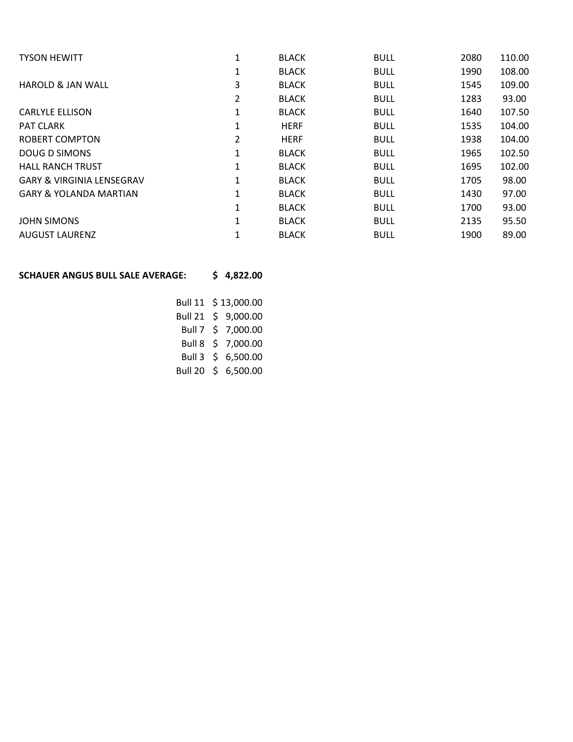| | | | | | |
|---|---|---|---|---|---|
| TYSON HEWITT | 1 | BLACK | BULL | 2080 | 110.00 |
| | 1 | BLACK | BULL | 1990 | 108.00 |
| HAROLD & JAN WALL | 3 | BLACK | BULL | 1545 | 109.00 |
| | 2 | BLACK | BULL | 1283 | 93.00 |
| CARLYLE ELLISON | 1 | BLACK | BULL | 1640 | 107.50 |
| PAT CLARK | 1 | HERF | BULL | 1535 | 104.00 |
| ROBERT COMPTON | 2 | HERF | BULL | 1938 | 104.00 |
| DOUG D SIMONS | 1 | BLACK | BULL | 1965 | 102.50 |
| HALL RANCH TRUST | 1 | BLACK | BULL | 1695 | 102.00 |
| GARY & VIRGINIA LENSEGRAV | 1 | BLACK | BULL | 1705 | 98.00 |
| GARY & YOLANDA MARTIAN | 1 | BLACK | BULL | 1430 | 97.00 |
| | 1 | BLACK | BULL | 1700 | 93.00 |
| JOHN SIMONS | 1 | BLACK | BULL | 2135 | 95.50 |
| AUGUST LAURENZ | 1 | BLACK | BULL | 1900 | 89.00 |

**SCHAUER ANGUS BULL SALE AVERAGE: $ 4,822.00**

| | |
|---|---|
| Bull 11 | $ 13,000.00 |
| Bull 21 | $ 9,000.00 |
| Bull 7 | $ 7,000.00 |
| Bull 8 | $ 7,000.00 |
| Bull 3 | $ 6,500.00 |
| Bull 20 | $ 6,500.00 |